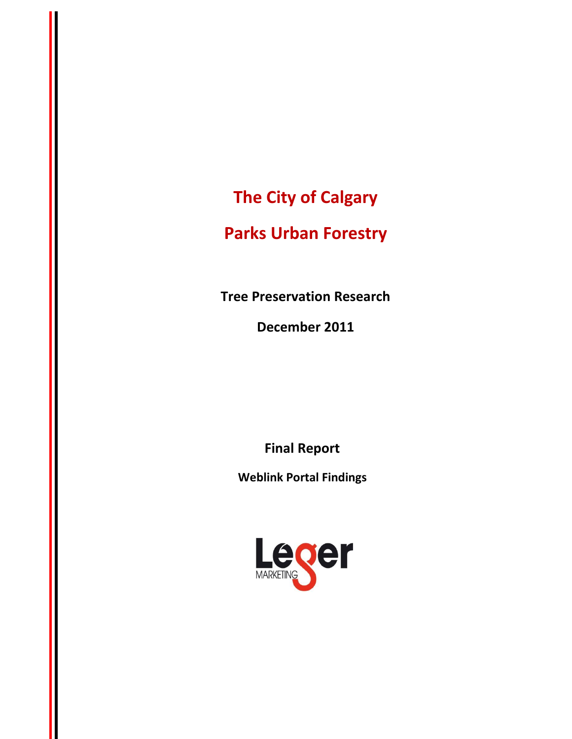# The City of Calgary

# Parks Urban Forestry

**Tree Preservation Research**

**December 2011**

**Final Report**

**Weblink Portal Findings**

Leger MARKETING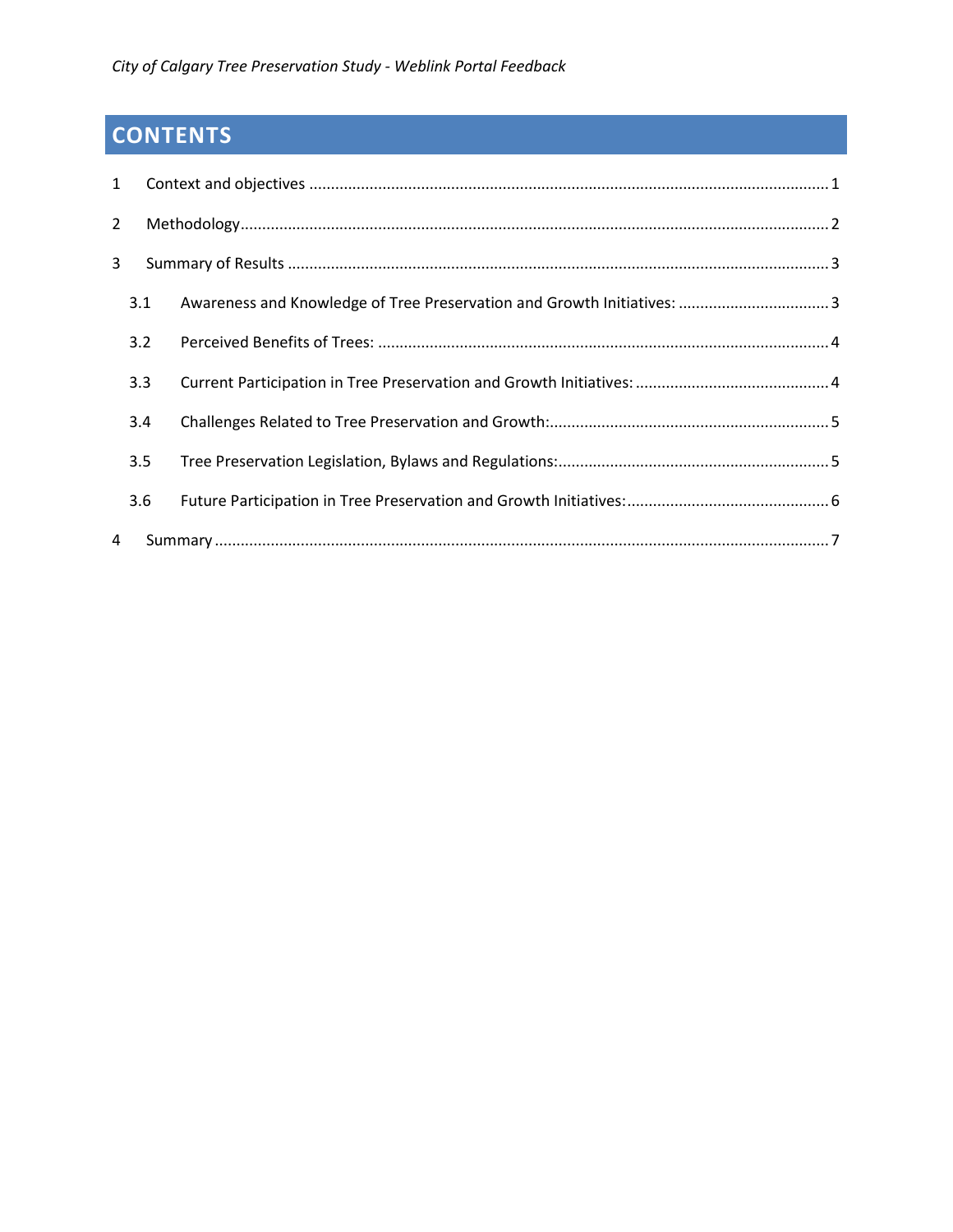# CONTENTS

1 Context and objectives ........................................................................................................... 1

2 Methodology ............................................................................................................................ 2

3 Summary of Results ................................................................................................................ 3

   3.1 Awareness and Knowledge of Tree Preservation and Growth Initiatives: ................................... 3

   3.2 Perceived Benefits of Trees: ......................................................................................................... 4

   3.3 Current Participation in Tree Preservation and Growth Initiatives: .............................................. 4

   3.4 Challenges Related to Tree Preservation and Growth: ................................................................. 5

   3.5 Tree Preservation Legislation, Bylaws and Regulations: ............................................................... 5

   3.6 Future Participation in Tree Preservation and Growth Initiatives: ............................................... 6

4 Summary ................................................................................................................................... 7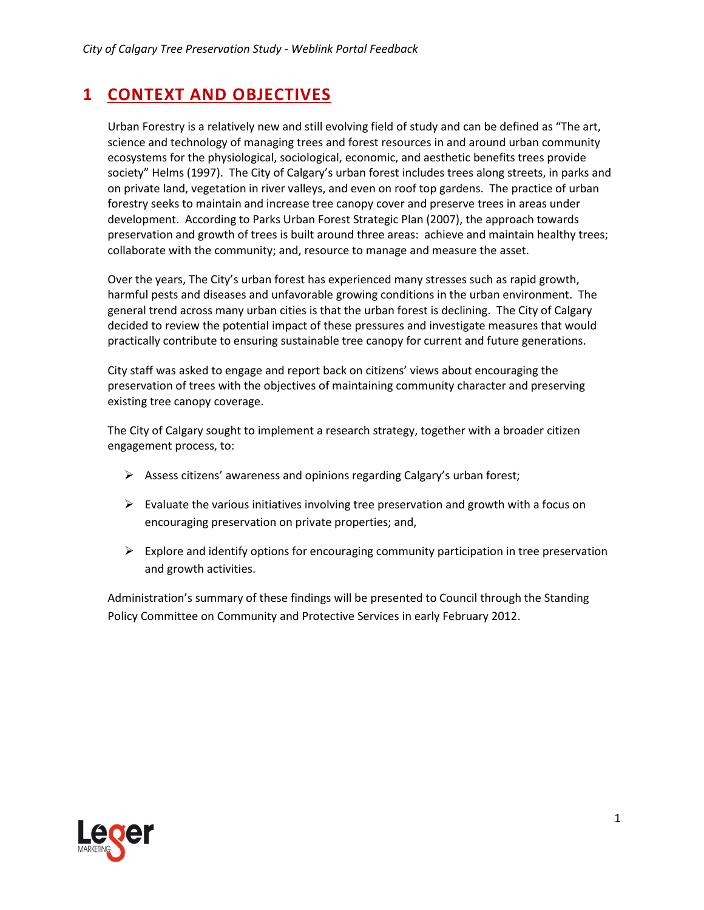# 1 CONTEXT AND OBJECTIVES

Urban Forestry is a relatively new and still evolving field of study and can be defined as "The art, science and technology of managing trees and forest resources in and around urban community ecosystems for the physiological, sociological, economic, and aesthetic benefits trees provide society" Helms (1997). The City of Calgary's urban forest includes trees along streets, in parks and on private land, vegetation in river valleys, and even on roof top gardens. The practice of urban forestry seeks to maintain and increase tree canopy cover and preserve trees in areas under development. According to Parks Urban Forest Strategic Plan (2007), the approach towards preservation and growth of trees is built around three areas: achieve and maintain healthy trees; collaborate with the community; and, resource to manage and measure the asset.

Over the years, The City's urban forest has experienced many stresses such as rapid growth, harmful pests and diseases and unfavorable growing conditions in the urban environment. The general trend across many urban cities is that the urban forest is declining. The City of Calgary decided to review the potential impact of these pressures and investigate measures that would practically contribute to ensuring sustainable tree canopy for current and future generations.

City staff was asked to engage and report back on citizens' views about encouraging the preservation of trees with the objectives of maintaining community character and preserving existing tree canopy coverage.

The City of Calgary sought to implement a research strategy, together with a broader citizen engagement process, to:

- Assess citizens' awareness and opinions regarding Calgary's urban forest;
- Evaluate the various initiatives involving tree preservation and growth with a focus on encouraging preservation on private properties; and,
- Explore and identify options for encouraging community participation in tree preservation and growth activities.

Administration's summary of these findings will be presented to Council through the Standing Policy Committee on Community and Protective Services in early February 2012.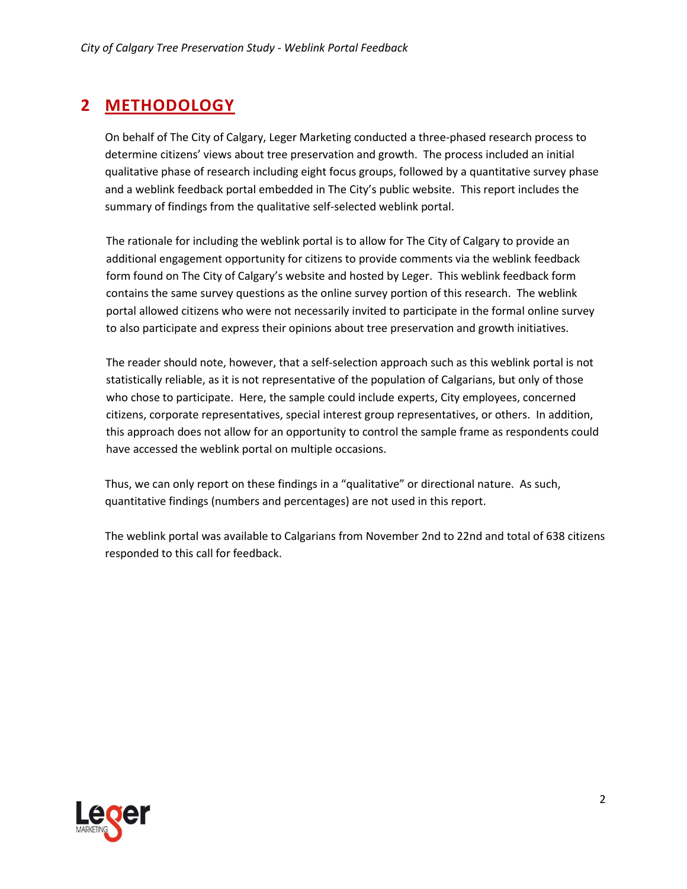## 2 METHODOLOGY

On behalf of The City of Calgary, Leger Marketing conducted a three-phased research process to determine citizens' views about tree preservation and growth. The process included an initial qualitative phase of research including eight focus groups, followed by a quantitative survey phase and a weblink feedback portal embedded in The City's public website. This report includes the summary of findings from the qualitative self-selected weblink portal.

The rationale for including the weblink portal is to allow for The City of Calgary to provide an additional engagement opportunity for citizens to provide comments via the weblink feedback form found on The City of Calgary's website and hosted by Leger. This weblink feedback form contains the same survey questions as the online survey portion of this research. The weblink portal allowed citizens who were not necessarily invited to participate in the formal online survey to also participate and express their opinions about tree preservation and growth initiatives.

The reader should note, however, that a self-selection approach such as this weblink portal is not statistically reliable, as it is not representative of the population of Calgarians, but only of those who chose to participate. Here, the sample could include experts, City employees, concerned citizens, corporate representatives, special interest group representatives, or others. In addition, this approach does not allow for an opportunity to control the sample frame as respondents could have accessed the weblink portal on multiple occasions.

Thus, we can only report on these findings in a "qualitative" or directional nature. As such, quantitative findings (numbers and percentages) are not used in this report.

The weblink portal was available to Calgarians from November 2nd to 22nd and total of 638 citizens responded to this call for feedback.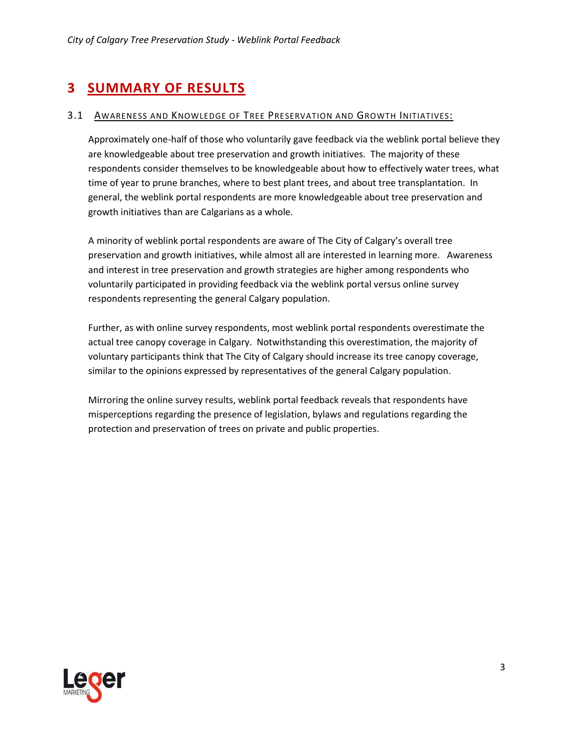# 3 SUMMARY OF RESULTS

## 3.1 Awareness and Knowledge of Tree Preservation and Growth Initiatives:

Approximately one-half of those who voluntarily gave feedback via the weblink portal believe they are knowledgeable about tree preservation and growth initiatives. The majority of these respondents consider themselves to be knowledgeable about how to effectively water trees, what time of year to prune branches, where to best plant trees, and about tree transplantation. In general, the weblink portal respondents are more knowledgeable about tree preservation and growth initiatives than are Calgarians as a whole.

A minority of weblink portal respondents are aware of The City of Calgary's overall tree preservation and growth initiatives, while almost all are interested in learning more. Awareness and interest in tree preservation and growth strategies are higher among respondents who voluntarily participated in providing feedback via the weblink portal versus online survey respondents representing the general Calgary population.

Further, as with online survey respondents, most weblink portal respondents overestimate the actual tree canopy coverage in Calgary. Notwithstanding this overestimation, the majority of voluntary participants think that The City of Calgary should increase its tree canopy coverage, similar to the opinions expressed by representatives of the general Calgary population.

Mirroring the online survey results, weblink portal feedback reveals that respondents have misperceptions regarding the presence of legislation, bylaws and regulations regarding the protection and preservation of trees on private and public properties.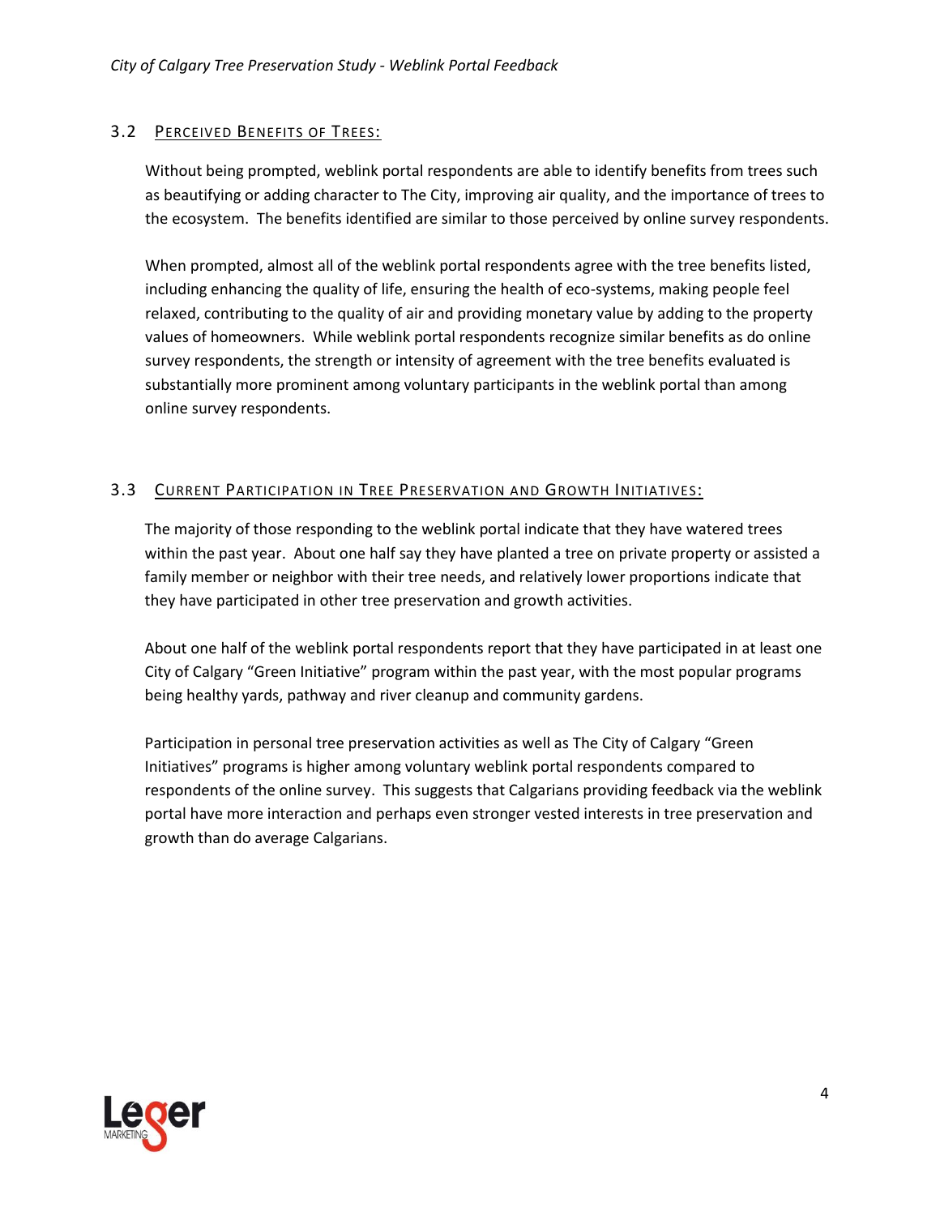## 3.2 Perceived Benefits of Trees:

Without being prompted, weblink portal respondents are able to identify benefits from trees such as beautifying or adding character to The City, improving air quality, and the importance of trees to the ecosystem. The benefits identified are similar to those perceived by online survey respondents.

When prompted, almost all of the weblink portal respondents agree with the tree benefits listed, including enhancing the quality of life, ensuring the health of eco-systems, making people feel relaxed, contributing to the quality of air and providing monetary value by adding to the property values of homeowners. While weblink portal respondents recognize similar benefits as do online survey respondents, the strength or intensity of agreement with the tree benefits evaluated is substantially more prominent among voluntary participants in the weblink portal than among online survey respondents.

## 3.3 Current Participation in Tree Preservation and Growth Initiatives:

The majority of those responding to the weblink portal indicate that they have watered trees within the past year. About one half say they have planted a tree on private property or assisted a family member or neighbor with their tree needs, and relatively lower proportions indicate that they have participated in other tree preservation and growth activities.

About one half of the weblink portal respondents report that they have participated in at least one City of Calgary "Green Initiative" program within the past year, with the most popular programs being healthy yards, pathway and river cleanup and community gardens.

Participation in personal tree preservation activities as well as The City of Calgary "Green Initiatives" programs is higher among voluntary weblink portal respondents compared to respondents of the online survey. This suggests that Calgarians providing feedback via the weblink portal have more interaction and perhaps even stronger vested interests in tree preservation and growth than do average Calgarians.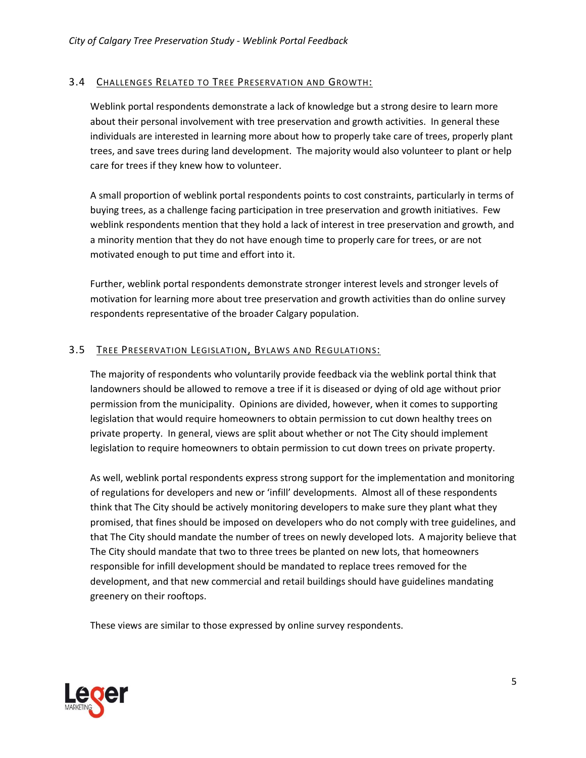### 3.4 Challenges Related to Tree Preservation and Growth:

Weblink portal respondents demonstrate a lack of knowledge but a strong desire to learn more about their personal involvement with tree preservation and growth activities. In general these individuals are interested in learning more about how to properly take care of trees, properly plant trees, and save trees during land development. The majority would also volunteer to plant or help care for trees if they knew how to volunteer.

A small proportion of weblink portal respondents points to cost constraints, particularly in terms of buying trees, as a challenge facing participation in tree preservation and growth initiatives. Few weblink respondents mention that they hold a lack of interest in tree preservation and growth, and a minority mention that they do not have enough time to properly care for trees, or are not motivated enough to put time and effort into it.

Further, weblink portal respondents demonstrate stronger interest levels and stronger levels of motivation for learning more about tree preservation and growth activities than do online survey respondents representative of the broader Calgary population.

### 3.5 Tree Preservation Legislation, Bylaws and Regulations:

The majority of respondents who voluntarily provide feedback via the weblink portal think that landowners should be allowed to remove a tree if it is diseased or dying of old age without prior permission from the municipality. Opinions are divided, however, when it comes to supporting legislation that would require homeowners to obtain permission to cut down healthy trees on private property. In general, views are split about whether or not The City should implement legislation to require homeowners to obtain permission to cut down trees on private property.

As well, weblink portal respondents express strong support for the implementation and monitoring of regulations for developers and new or 'infill' developments. Almost all of these respondents think that The City should be actively monitoring developers to make sure they plant what they promised, that fines should be imposed on developers who do not comply with tree guidelines, and that The City should mandate the number of trees on newly developed lots. A majority believe that The City should mandate that two to three trees be planted on new lots, that homeowners responsible for infill development should be mandated to replace trees removed for the development, and that new commercial and retail buildings should have guidelines mandating greenery on their rooftops.

These views are similar to those expressed by online survey respondents.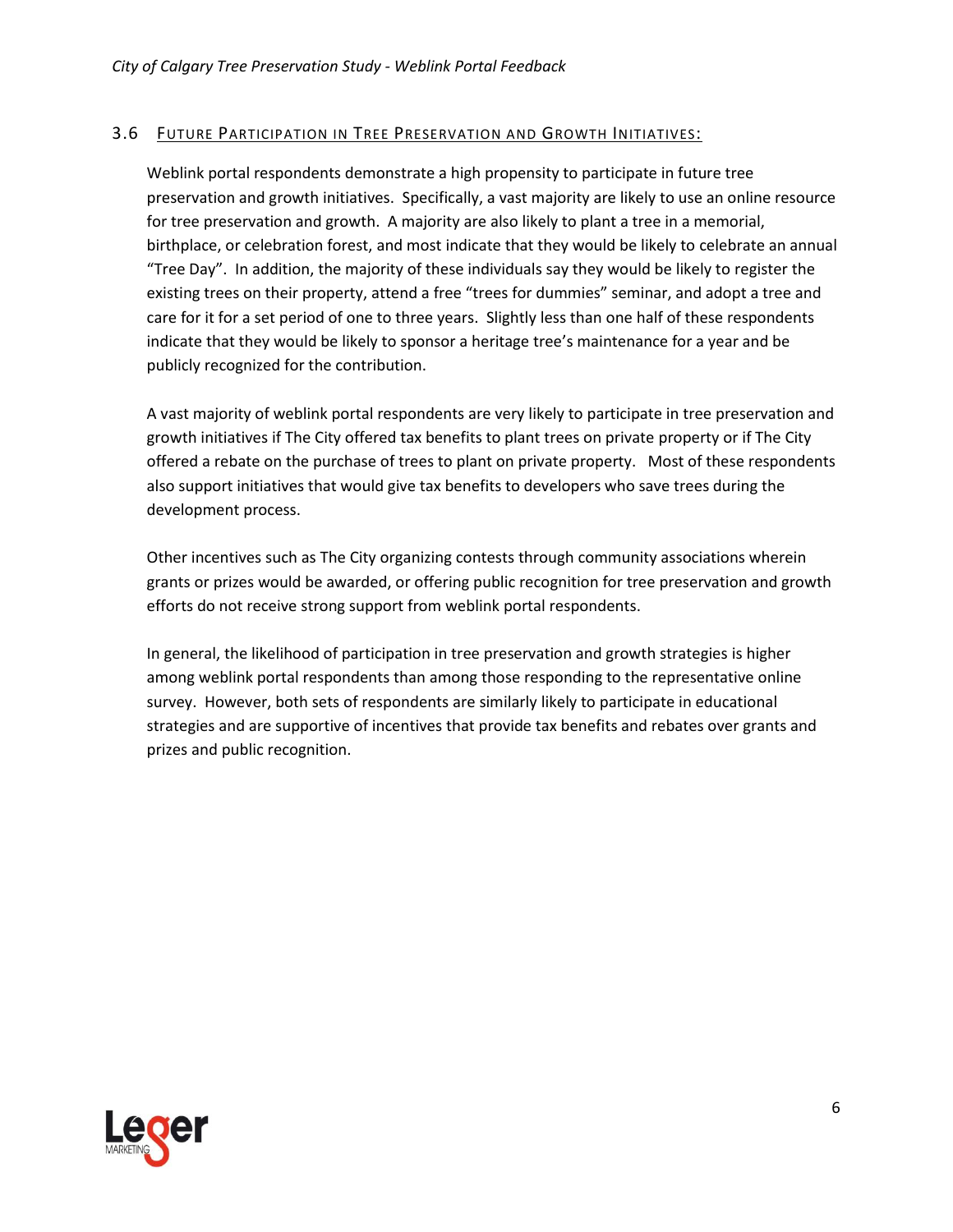### 3.6 Future Participation in Tree Preservation and Growth Initiatives:

Weblink portal respondents demonstrate a high propensity to participate in future tree preservation and growth initiatives. Specifically, a vast majority are likely to use an online resource for tree preservation and growth. A majority are also likely to plant a tree in a memorial, birthplace, or celebration forest, and most indicate that they would be likely to celebrate an annual "Tree Day". In addition, the majority of these individuals say they would be likely to register the existing trees on their property, attend a free "trees for dummies" seminar, and adopt a tree and care for it for a set period of one to three years. Slightly less than one half of these respondents indicate that they would be likely to sponsor a heritage tree's maintenance for a year and be publicly recognized for the contribution.

A vast majority of weblink portal respondents are very likely to participate in tree preservation and growth initiatives if The City offered tax benefits to plant trees on private property or if The City offered a rebate on the purchase of trees to plant on private property. Most of these respondents also support initiatives that would give tax benefits to developers who save trees during the development process.

Other incentives such as The City organizing contests through community associations wherein grants or prizes would be awarded, or offering public recognition for tree preservation and growth efforts do not receive strong support from weblink portal respondents.

In general, the likelihood of participation in tree preservation and growth strategies is higher among weblink portal respondents than among those responding to the representative online survey. However, both sets of respondents are similarly likely to participate in educational strategies and are supportive of incentives that provide tax benefits and rebates over grants and prizes and public recognition.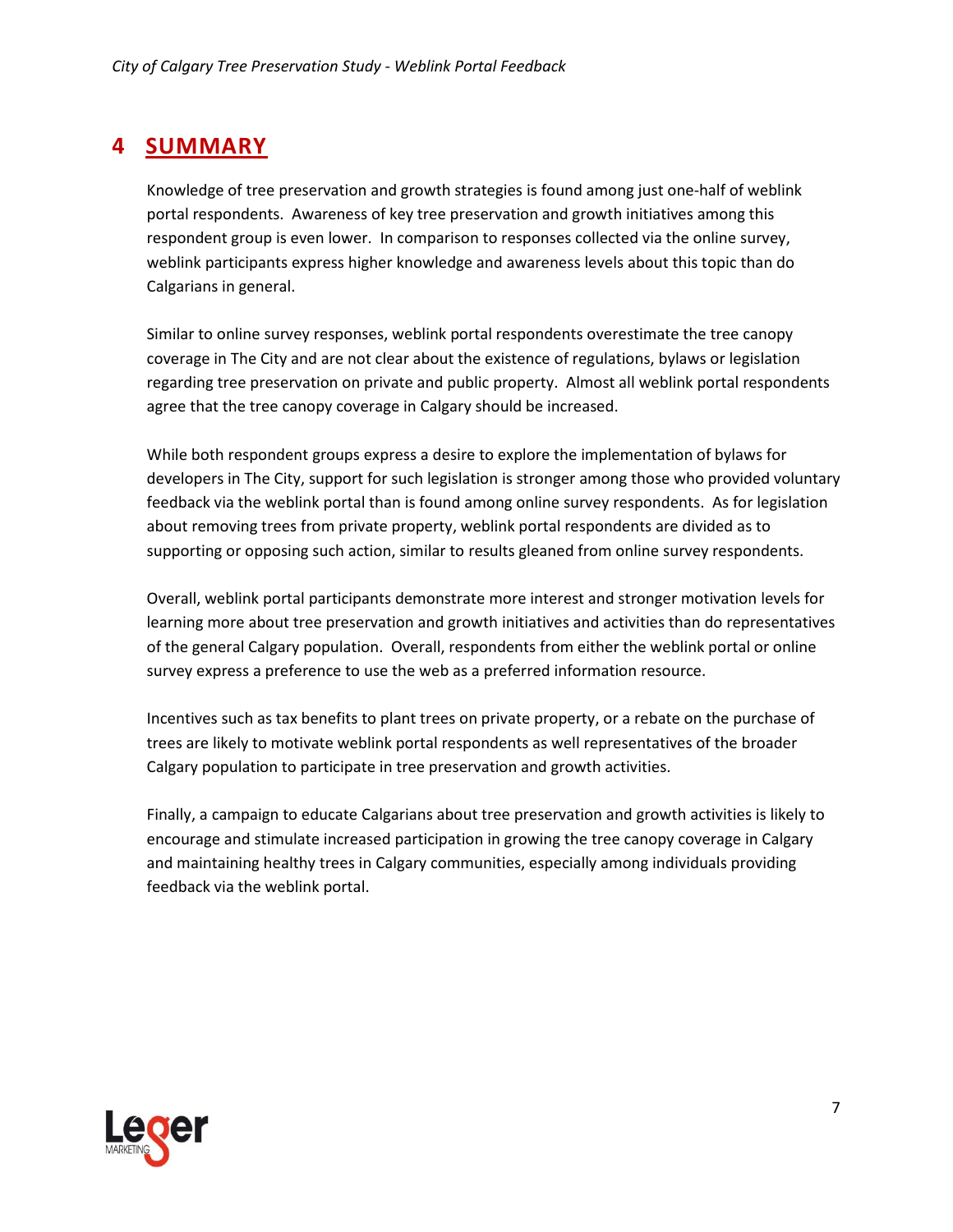# 4 SUMMARY

Knowledge of tree preservation and growth strategies is found among just one-half of weblink portal respondents. Awareness of key tree preservation and growth initiatives among this respondent group is even lower. In comparison to responses collected via the online survey, weblink participants express higher knowledge and awareness levels about this topic than do Calgarians in general.

Similar to online survey responses, weblink portal respondents overestimate the tree canopy coverage in The City and are not clear about the existence of regulations, bylaws or legislation regarding tree preservation on private and public property. Almost all weblink portal respondents agree that the tree canopy coverage in Calgary should be increased.

While both respondent groups express a desire to explore the implementation of bylaws for developers in The City, support for such legislation is stronger among those who provided voluntary feedback via the weblink portal than is found among online survey respondents. As for legislation about removing trees from private property, weblink portal respondents are divided as to supporting or opposing such action, similar to results gleaned from online survey respondents.

Overall, weblink portal participants demonstrate more interest and stronger motivation levels for learning more about tree preservation and growth initiatives and activities than do representatives of the general Calgary population. Overall, respondents from either the weblink portal or online survey express a preference to use the web as a preferred information resource.

Incentives such as tax benefits to plant trees on private property, or a rebate on the purchase of trees are likely to motivate weblink portal respondents as well representatives of the broader Calgary population to participate in tree preservation and growth activities.

Finally, a campaign to educate Calgarians about tree preservation and growth activities is likely to encourage and stimulate increased participation in growing the tree canopy coverage in Calgary and maintaining healthy trees in Calgary communities, especially among individuals providing feedback via the weblink portal.